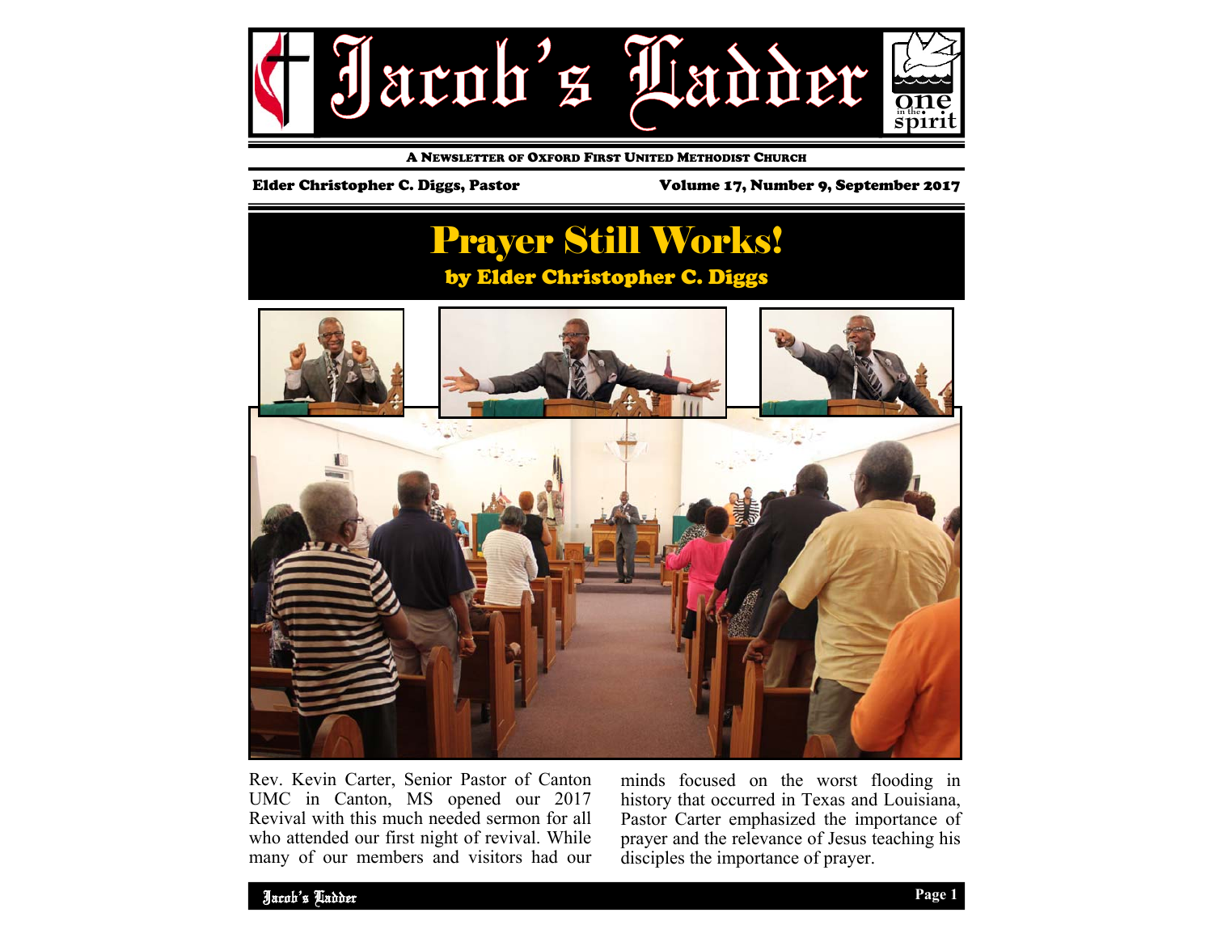# Jacob's Ladder

one in the spirit

A NEWSLETTER OF OXFORD FIRST UNITED METHODIST CHURCH

Elder Christopher C. Diggs, Pastor

Volume 17, Number 9, September 2017

## Prayer Still Works!

### by Elder Christopher C. Diggs

Rev. Kevin Carter, Senior Pastor of Canton UMC in Canton, MS opened our 2017 Revival with this much needed sermon for all who attended our first night of revival. While many of our members and visitors had our minds focused on the worst flooding in history that occurred in Texas and Louisiana, Pastor Carter emphasized the importance of prayer and the relevance of Jesus teaching his disciples the importance of prayer.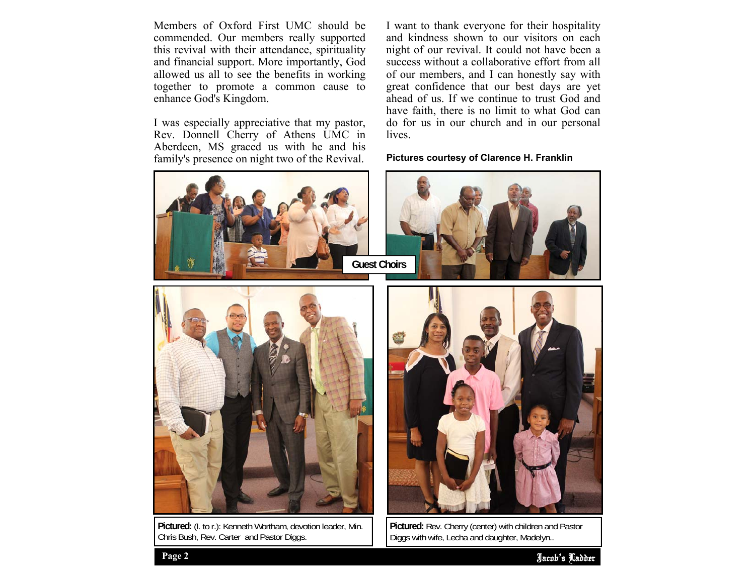Members of Oxford First UMC should be commended. Our members really supported this revival with their attendance, spirituality and financial support. More importantly, God allowed us all to see the benefits in working together to promote a common cause to enhance God's Kingdom.

I was especially appreciative that my pastor, Rev. Donnell Cherry of Athens UMC in Aberdeen, MS graced us with he and his family's presence on night two of the Revival.

I want to thank everyone for their hospitality and kindness shown to our visitors on each night of our revival. It could not have been a success without a collaborative effort from all of our members, and I can honestly say with great confidence that our best days are yet ahead of us. If we continue to trust God and have faith, there is no limit to what God can do for us in our church and in our personal lives.

**Pictures courtesy of Clarence H. Franklin**

**Guest Choirs**

**Pictured:** (l. to r.): Kenneth Wortham, devotion leader, Min. Chris Bush, Rev. Carter and Pastor Diggs.

**Pictured:** Rev. Cherry (center) with children and Pastor Diggs with wife, Lecha and daughter, Madelyn..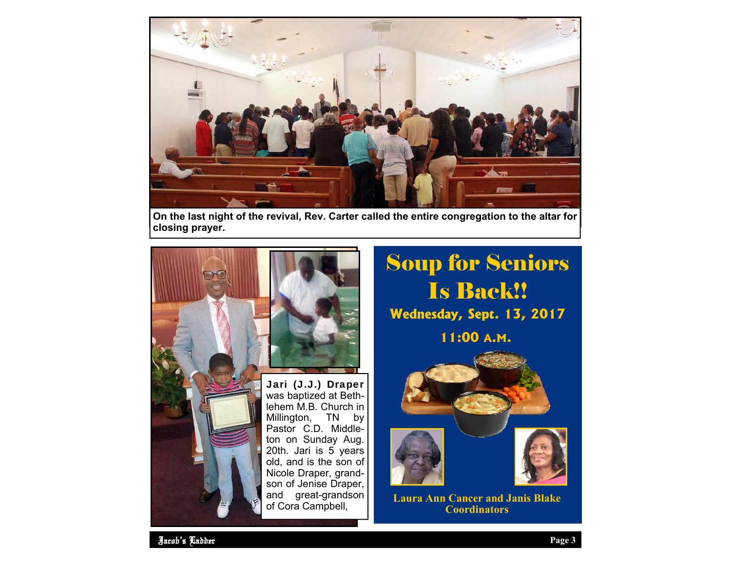On the last night of the revival, Rev. Carter called the entire congregation to the altar for closing prayer.

**Jari (J.J.) Draper** was baptized at Bethlehem M.B. Church in Millington, TN by Pastor C.D. Middleton on Sunday Aug. 20th. Jari is 5 years old, and is the son of Nicole Draper, grandson of Jenise Draper, and great-grandson of Cora Campbell,

# Soup for Seniors Is Back!!

**Wednesday, Sept. 13, 2017**

**11:00 A.M.**

**Laura Ann Cancer and Janis Blake Coordinators**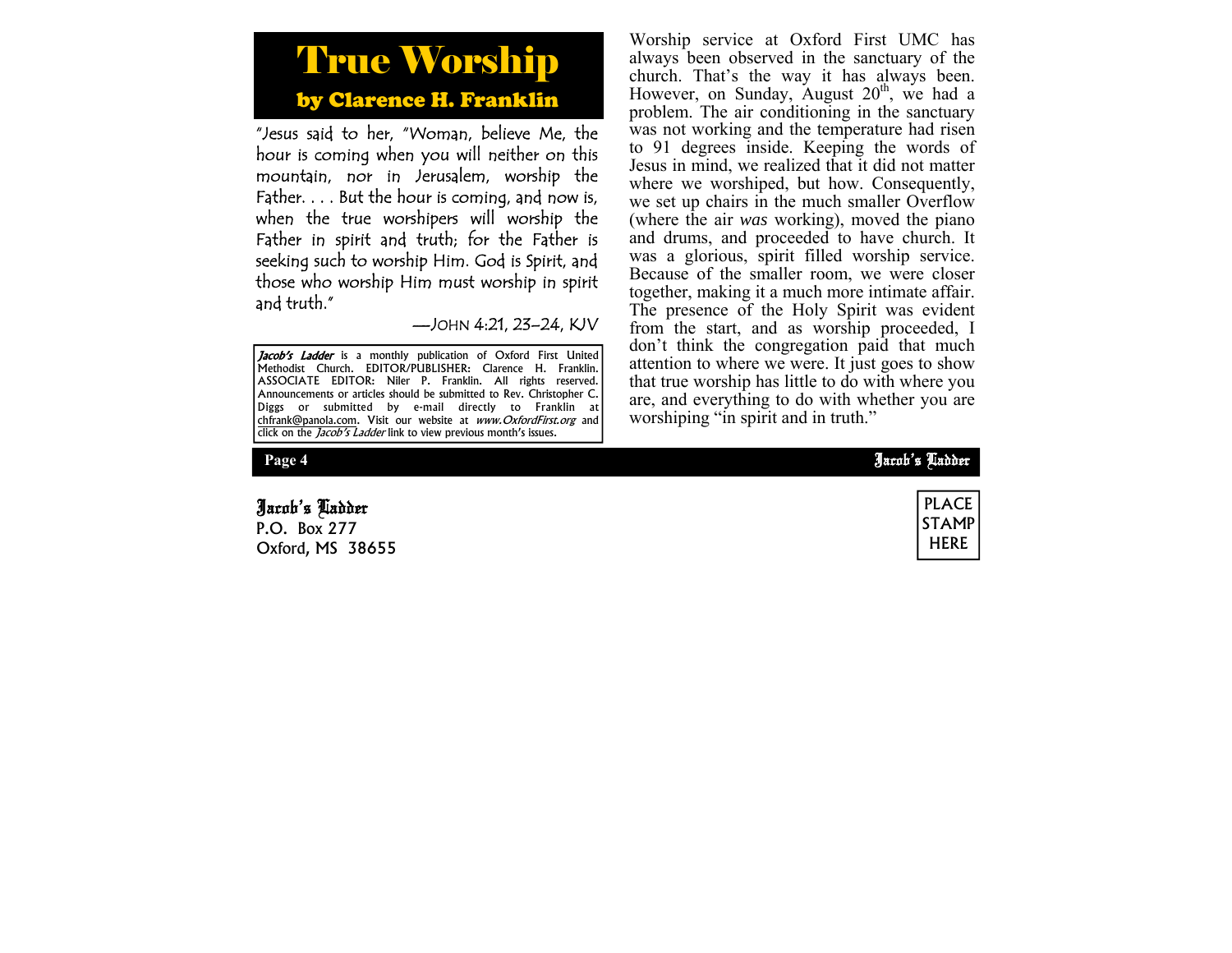# True Worship

## by Clarence H. Franklin

"Jesus said to her, "Woman, believe Me, the hour is coming when you will neither on this mountain, nor in Jerusalem, worship the Father. . . . But the hour is coming, and now is, when the true worshipers will worship the Father in spirit and truth; for the Father is seeking such to worship Him. God is Spirit, and those who worship Him must worship in spirit and truth."

—JOHN 4:21, 23–24, KJV

*Jacob's Ladder* is a monthly publication of Oxford First United Methodist Church. EDITOR/PUBLISHER: Clarence H. Franklin. ASSOCIATE EDITOR: Niler P. Franklin. All rights reserved. Announcements or articles should be submitted to Rev. Christopher C. Diggs or submitted by e-mail directly to Franklin at chfrank@panola.com. Visit our website at *www.OxfordFirst.org* and click on the *Jacob's Ladder* link to view previous month's issues.

Worship service at Oxford First UMC has always been observed in the sanctuary of the church. That's the way it has always been. However, on Sunday, August 20th, we had a problem. The air conditioning in the sanctuary was not working and the temperature had risen to 91 degrees inside. Keeping the words of Jesus in mind, we realized that it did not matter where we worshiped, but how. Consequently, we set up chairs in the much smaller Overflow (where the air *was* working), moved the piano and drums, and proceeded to have church. It was a glorious, spirit filled worship service. Because of the smaller room, we were closer together, making it a much more intimate affair. The presence of the Holy Spirit was evident from the start, and as worship proceeded, I don't think the congregation paid that much attention to where we were. It just goes to show that true worship has little to do with where you are, and everything to do with whether you are worshiping "in spirit and in truth."

Jacob's Ladder
P.O. Box 277
Oxford, MS 38655

PLACE STAMP HERE